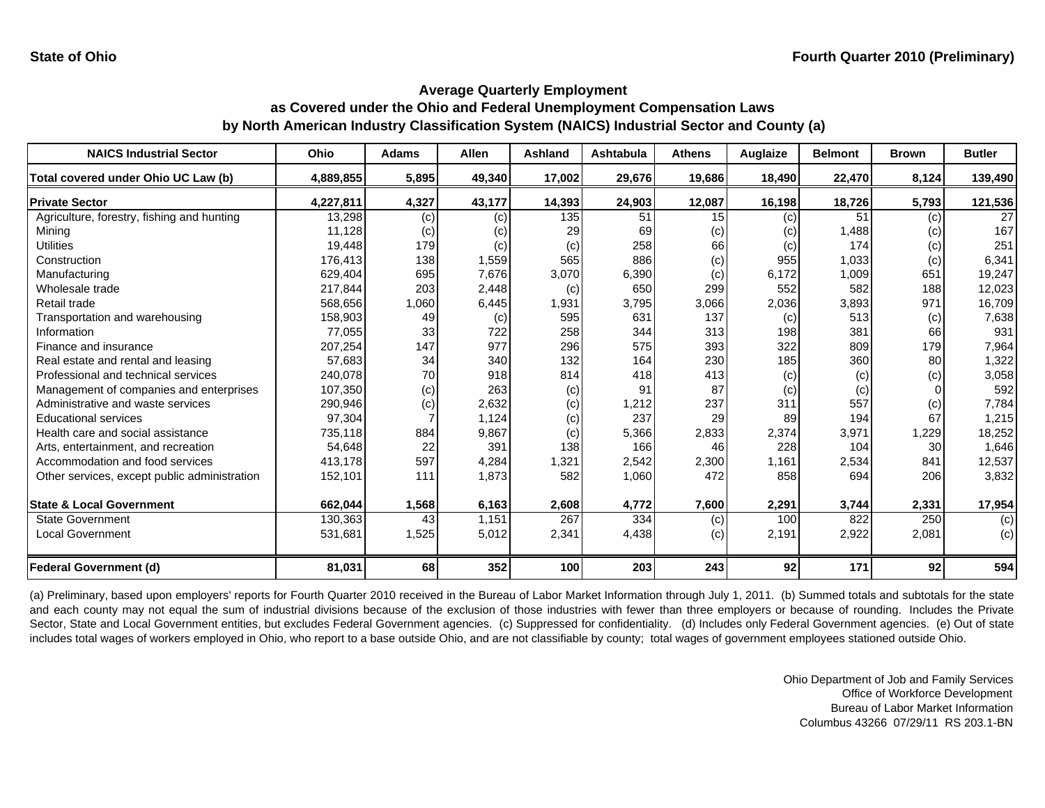State of Ohio

Fourth Quarter 2010 (Preliminary)

## Average Quarterly Employment as Covered under the Ohio and Federal Unemployment Compensation Laws by North American Industry Classification System (NAICS) Industrial Sector and County (a)

| NAICS Industrial Sector | Ohio | Adams | Allen | Ashland | Ashtabula | Athens | Auglaize | Belmont | Brown | Butler |
|---|---|---|---|---|---|---|---|---|---|---|
| **Total covered under Ohio UC Law (b)** | **4,889,855** | **5,895** | **49,340** | **17,002** | **29,676** | **19,686** | **18,490** | **22,470** | **8,124** | **139,490** |
| **Private Sector** | **4,227,811** | **4,327** | **43,177** | **14,393** | **24,903** | **12,087** | **16,198** | **18,726** | **5,793** | **121,536** |
| Agriculture, forestry, fishing and hunting | 13,298 | (c) | (c) | 135 | 51 | 15 | (c) | 51 | (c) | 27 |
| Mining | 11,128 | (c) | (c) | 29 | 69 | (c) | (c) | 1,488 | (c) | 167 |
| Utilities | 19,448 | 179 | (c) | (c) | 258 | 66 | (c) | 174 | (c) | 251 |
| Construction | 176,413 | 138 | 1,559 | 565 | 886 | (c) | 955 | 1,033 | (c) | 6,341 |
| Manufacturing | 629,404 | 695 | 7,676 | 3,070 | 6,390 | (c) | 6,172 | 1,009 | 651 | 19,247 |
| Wholesale trade | 217,844 | 203 | 2,448 | (c) | 650 | 299 | 552 | 582 | 188 | 12,023 |
| Retail trade | 568,656 | 1,060 | 6,445 | 1,931 | 3,795 | 3,066 | 2,036 | 3,893 | 971 | 16,709 |
| Transportation and warehousing | 158,903 | 49 | (c) | 595 | 631 | 137 | (c) | 513 | (c) | 7,638 |
| Information | 77,055 | 33 | 722 | 258 | 344 | 313 | 198 | 381 | 66 | 931 |
| Finance and insurance | 207,254 | 147 | 977 | 296 | 575 | 393 | 322 | 809 | 179 | 7,964 |
| Real estate and rental and leasing | 57,683 | 34 | 340 | 132 | 164 | 230 | 185 | 360 | 80 | 1,322 |
| Professional and technical services | 240,078 | 70 | 918 | 814 | 418 | 413 | (c) | (c) | (c) | 3,058 |
| Management of companies and enterprises | 107,350 | (c) | 263 | (c) | 91 | 87 | (c) | (c) | 0 | 592 |
| Administrative and waste services | 290,946 | (c) | 2,632 | (c) | 1,212 | 237 | 311 | 557 | (c) | 7,784 |
| Educational services | 97,304 | 7 | 1,124 | (c) | 237 | 29 | 89 | 194 | 67 | 1,215 |
| Health care and social assistance | 735,118 | 884 | 9,867 | (c) | 5,366 | 2,833 | 2,374 | 3,971 | 1,229 | 18,252 |
| Arts, entertainment, and recreation | 54,648 | 22 | 391 | 138 | 166 | 46 | 228 | 104 | 30 | 1,646 |
| Accommodation and food services | 413,178 | 597 | 4,284 | 1,321 | 2,542 | 2,300 | 1,161 | 2,534 | 841 | 12,537 |
| Other services, except public administration | 152,101 | 111 | 1,873 | 582 | 1,060 | 472 | 858 | 694 | 206 | 3,832 |
| **State & Local Government** | **662,044** | **1,568** | **6,163** | **2,608** | **4,772** | **7,600** | **2,291** | **3,744** | **2,331** | **17,954** |
| State Government | 130,363 | 43 | 1,151 | 267 | 334 | (c) | 100 | 822 | 250 | (c) |
| Local Government | 531,681 | 1,525 | 5,012 | 2,341 | 4,438 | (c) | 2,191 | 2,922 | 2,081 | (c) |
| **Federal Government (d)** | **81,031** | **68** | **352** | **100** | **203** | **243** | **92** | **171** | **92** | **594** |

(a) Preliminary, based upon employers' reports for Fourth Quarter 2010 received in the Bureau of Labor Market Information through July 1, 2011. (b) Summed totals and subtotals for the state and each county may not equal the sum of industrial divisions because of the exclusion of those industries with fewer than three employers or because of rounding. Includes the Private Sector, State and Local Government entities, but excludes Federal Government agencies. (c) Suppressed for confidentiality. (d) Includes only Federal Government agencies. (e) Out of state includes total wages of workers employed in Ohio, who report to a base outside Ohio, and are not classifiable by county; total wages of government employees stationed outside Ohio.

Ohio Department of Job and Family Services
Office of Workforce Development
Bureau of Labor Market Information
Columbus 43266 07/29/11 RS 203.1-BN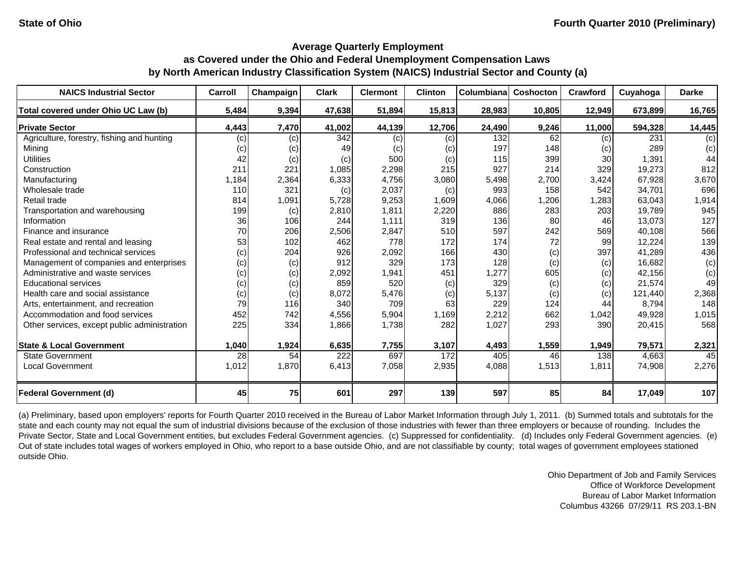State of Ohio

Fourth Quarter 2010 (Preliminary)

## Average Quarterly Employment as Covered under the Ohio and Federal Unemployment Compensation Laws by North American Industry Classification System (NAICS) Industrial Sector and County (a)

| NAICS Industrial Sector | Carroll | Champaign | Clark | Clermont | Clinton | Columbiana | Coshocton | Crawford | Cuyahoga | Darke |
|---|---|---|---|---|---|---|---|---|---|---|
| **Total covered under Ohio UC Law (b)** | **5,484** | **9,394** | **47,638** | **51,894** | **15,813** | **28,983** | **10,805** | **12,949** | **673,899** | **16,765** |
| **Private Sector** | **4,443** | **7,470** | **41,002** | **44,139** | **12,706** | **24,490** | **9,246** | **11,000** | **594,328** | **14,445** |
| Agriculture, forestry, fishing and hunting | (c) | (c) | 342 | (c) | (c) | 132 | 62 | (c) | 231 | (c) |
| Mining | (c) | (c) | 49 | (c) | (c) | 197 | 148 | (c) | 289 | (c) |
| Utilities | 42 | (c) | (c) | 500 | (c) | 115 | 399 | 30 | 1,391 | 44 |
| Construction | 211 | 221 | 1,085 | 2,298 | 215 | 927 | 214 | 329 | 19,273 | 812 |
| Manufacturing | 1,184 | 2,364 | 6,333 | 4,756 | 3,080 | 5,498 | 2,700 | 3,424 | 67,928 | 3,670 |
| Wholesale trade | 110 | 321 | (c) | 2,037 | (c) | 993 | 158 | 542 | 34,701 | 696 |
| Retail trade | 814 | 1,091 | 5,728 | 9,253 | 1,609 | 4,066 | 1,206 | 1,283 | 63,043 | 1,914 |
| Transportation and warehousing | 199 | (c) | 2,810 | 1,811 | 2,220 | 886 | 283 | 203 | 19,789 | 945 |
| Information | 36 | 106 | 244 | 1,111 | 319 | 136 | 80 | 46 | 13,073 | 127 |
| Finance and insurance | 70 | 206 | 2,506 | 2,847 | 510 | 597 | 242 | 569 | 40,108 | 566 |
| Real estate and rental and leasing | 53 | 102 | 462 | 778 | 172 | 174 | 72 | 99 | 12,224 | 139 |
| Professional and technical services | (c) | 204 | 926 | 2,092 | 166 | 430 | (c) | 397 | 41,289 | 436 |
| Management of companies and enterprises | (c) | (c) | 912 | 329 | 173 | 128 | (c) | (c) | 16,682 | (c) |
| Administrative and waste services | (c) | (c) | 2,092 | 1,941 | 451 | 1,277 | 605 | (c) | 42,156 | (c) |
| Educational services | (c) | (c) | 859 | 520 | (c) | 329 | (c) | (c) | 21,574 | 49 |
| Health care and social assistance | (c) | (c) | 8,072 | 5,476 | (c) | 5,137 | (c) | (c) | 121,440 | 2,368 |
| Arts, entertainment, and recreation | 79 | 116 | 340 | 709 | 63 | 229 | 124 | 44 | 8,794 | 148 |
| Accommodation and food services | 452 | 742 | 4,556 | 5,904 | 1,169 | 2,212 | 662 | 1,042 | 49,928 | 1,015 |
| Other services, except public administration | 225 | 334 | 1,866 | 1,738 | 282 | 1,027 | 293 | 390 | 20,415 | 568 |
| **State & Local Government** | **1,040** | **1,924** | **6,635** | **7,755** | **3,107** | **4,493** | **1,559** | **1,949** | **79,571** | **2,321** |
| State Government | 28 | 54 | 222 | 697 | 172 | 405 | 46 | 138 | 4,663 | 45 |
| Local Government | 1,012 | 1,870 | 6,413 | 7,058 | 2,935 | 4,088 | 1,513 | 1,811 | 74,908 | 2,276 |
| **Federal Government (d)** | **45** | **75** | **601** | **297** | **139** | **597** | **85** | **84** | **17,049** | **107** |

(a) Preliminary, based upon employers' reports for Fourth Quarter 2010 received in the Bureau of Labor Market Information through July 1, 2011. (b) Summed totals and subtotals for the state and each county may not equal the sum of industrial divisions because of the exclusion of those industries with fewer than three employers or because of rounding. Includes the Private Sector, State and Local Government entities, but excludes Federal Government agencies. (c) Suppressed for confidentiality. (d) Includes only Federal Government agencies. (e) Out of state includes total wages of workers employed in Ohio, who report to a base outside Ohio, and are not classifiable by county; total wages of government employees stationed outside Ohio.

Ohio Department of Job and Family Services
Office of Workforce Development
Bureau of Labor Market Information
Columbus 43266 07/29/11 RS 203.1-BN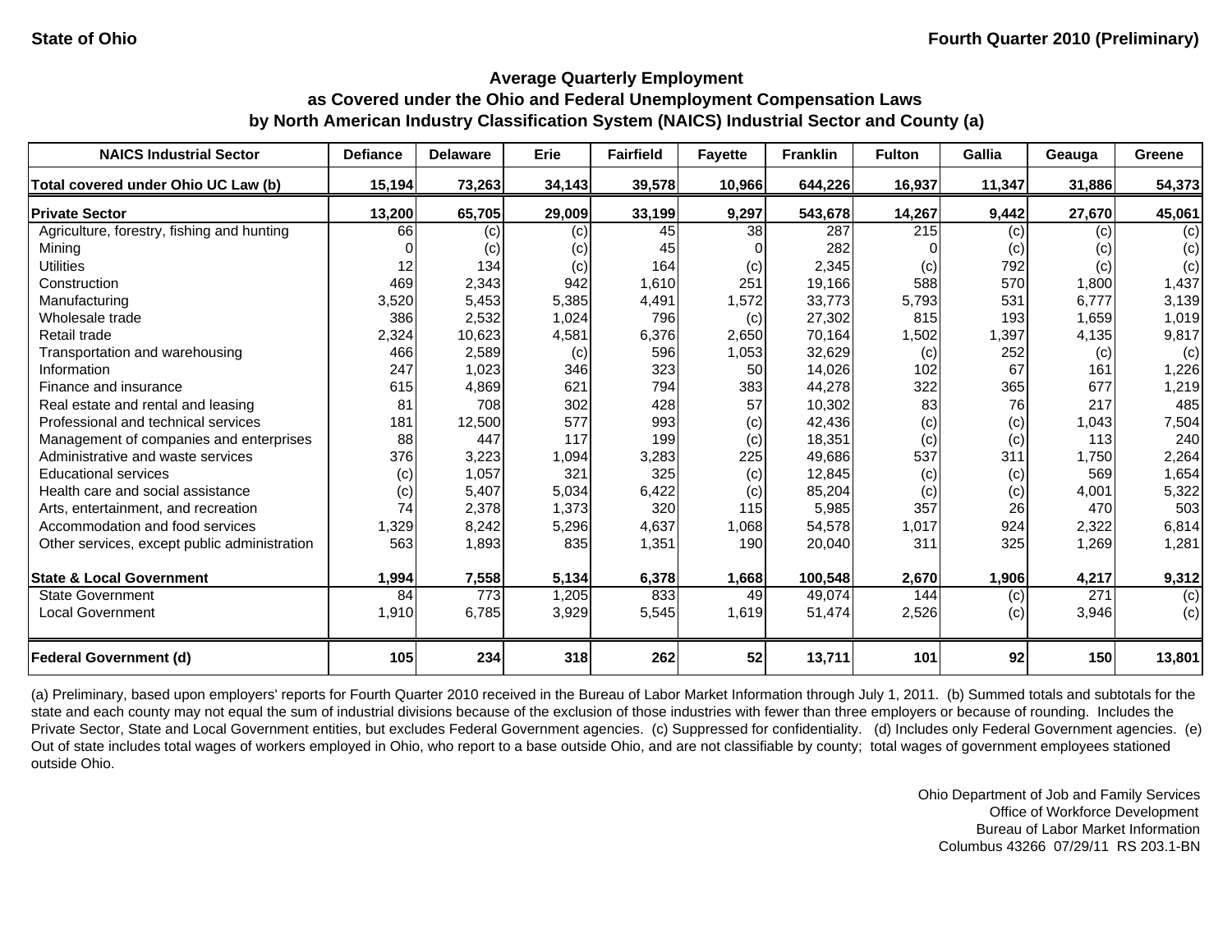State of Ohio

Fourth Quarter 2010 (Preliminary)

## Average Quarterly Employment
## as Covered under the Ohio and Federal Unemployment Compensation Laws
## by North American Industry Classification System (NAICS) Industrial Sector and County (a)

| NAICS Industrial Sector | Defiance | Delaware | Erie | Fairfield | Fayette | Franklin | Fulton | Gallia | Geauga | Greene |
|---|---|---|---|---|---|---|---|---|---|---|
| **Total covered under Ohio UC Law (b)** | **15,194** | **73,263** | **34,143** | **39,578** | **10,966** | **644,226** | **16,937** | **11,347** | **31,886** | **54,373** |
| **Private Sector** | **13,200** | **65,705** | **29,009** | **33,199** | **9,297** | **543,678** | **14,267** | **9,442** | **27,670** | **45,061** |
| Agriculture, forestry, fishing and hunting | 66 | (c) | (c) | 45 | 38 | 287 | 215 | (c) | (c) | (c) |
| Mining | 0 | (c) | (c) | 45 | 0 | 282 | 0 | (c) | (c) | (c) |
| Utilities | 12 | 134 | (c) | 164 | (c) | 2,345 | (c) | 792 | (c) | (c) |
| Construction | 469 | 2,343 | 942 | 1,610 | 251 | 19,166 | 588 | 570 | 1,800 | 1,437 |
| Manufacturing | 3,520 | 5,453 | 5,385 | 4,491 | 1,572 | 33,773 | 5,793 | 531 | 6,777 | 3,139 |
| Wholesale trade | 386 | 2,532 | 1,024 | 796 | (c) | 27,302 | 815 | 193 | 1,659 | 1,019 |
| Retail trade | 2,324 | 10,623 | 4,581 | 6,376 | 2,650 | 70,164 | 1,502 | 1,397 | 4,135 | 9,817 |
| Transportation and warehousing | 466 | 2,589 | (c) | 596 | 1,053 | 32,629 | (c) | 252 | (c) | (c) |
| Information | 247 | 1,023 | 346 | 323 | 50 | 14,026 | 102 | 67 | 161 | 1,226 |
| Finance and insurance | 615 | 4,869 | 621 | 794 | 383 | 44,278 | 322 | 365 | 677 | 1,219 |
| Real estate and rental and leasing | 81 | 708 | 302 | 428 | 57 | 10,302 | 83 | 76 | 217 | 485 |
| Professional and technical services | 181 | 12,500 | 577 | 993 | (c) | 42,436 | (c) | (c) | 1,043 | 7,504 |
| Management of companies and enterprises | 88 | 447 | 117 | 199 | (c) | 18,351 | (c) | (c) | 113 | 240 |
| Administrative and waste services | 376 | 3,223 | 1,094 | 3,283 | 225 | 49,686 | 537 | 311 | 1,750 | 2,264 |
| Educational services | (c) | 1,057 | 321 | 325 | (c) | 12,845 | (c) | (c) | 569 | 1,654 |
| Health care and social assistance | (c) | 5,407 | 5,034 | 6,422 | (c) | 85,204 | (c) | (c) | 4,001 | 5,322 |
| Arts, entertainment, and recreation | 74 | 2,378 | 1,373 | 320 | 115 | 5,985 | 357 | 26 | 470 | 503 |
| Accommodation and food services | 1,329 | 8,242 | 5,296 | 4,637 | 1,068 | 54,578 | 1,017 | 924 | 2,322 | 6,814 |
| Other services, except public administration | 563 | 1,893 | 835 | 1,351 | 190 | 20,040 | 311 | 325 | 1,269 | 1,281 |
| **State & Local Government** | **1,994** | **7,558** | **5,134** | **6,378** | **1,668** | **100,548** | **2,670** | **1,906** | **4,217** | **9,312** |
| State Government | 84 | 773 | 1,205 | 833 | 49 | 49,074 | 144 | (c) | 271 | (c) |
| Local Government | 1,910 | 6,785 | 3,929 | 5,545 | 1,619 | 51,474 | 2,526 | (c) | 3,946 | (c) |
| **Federal Government (d)** | **105** | **234** | **318** | **262** | **52** | **13,711** | **101** | **92** | **150** | **13,801** |

(a) Preliminary, based upon employers' reports for Fourth Quarter 2010 received in the Bureau of Labor Market Information through July 1, 2011. (b) Summed totals and subtotals for the state and each county may not equal the sum of industrial divisions because of the exclusion of those industries with fewer than three employers or because of rounding. Includes the Private Sector, State and Local Government entities, but excludes Federal Government agencies. (c) Suppressed for confidentiality. (d) Includes only Federal Government agencies. (e) Out of state includes total wages of workers employed in Ohio, who report to a base outside Ohio, and are not classifiable by county; total wages of government employees stationed outside Ohio.

Ohio Department of Job and Family Services
Office of Workforce Development
Bureau of Labor Market Information
Columbus 43266 07/29/11 RS 203.1-BN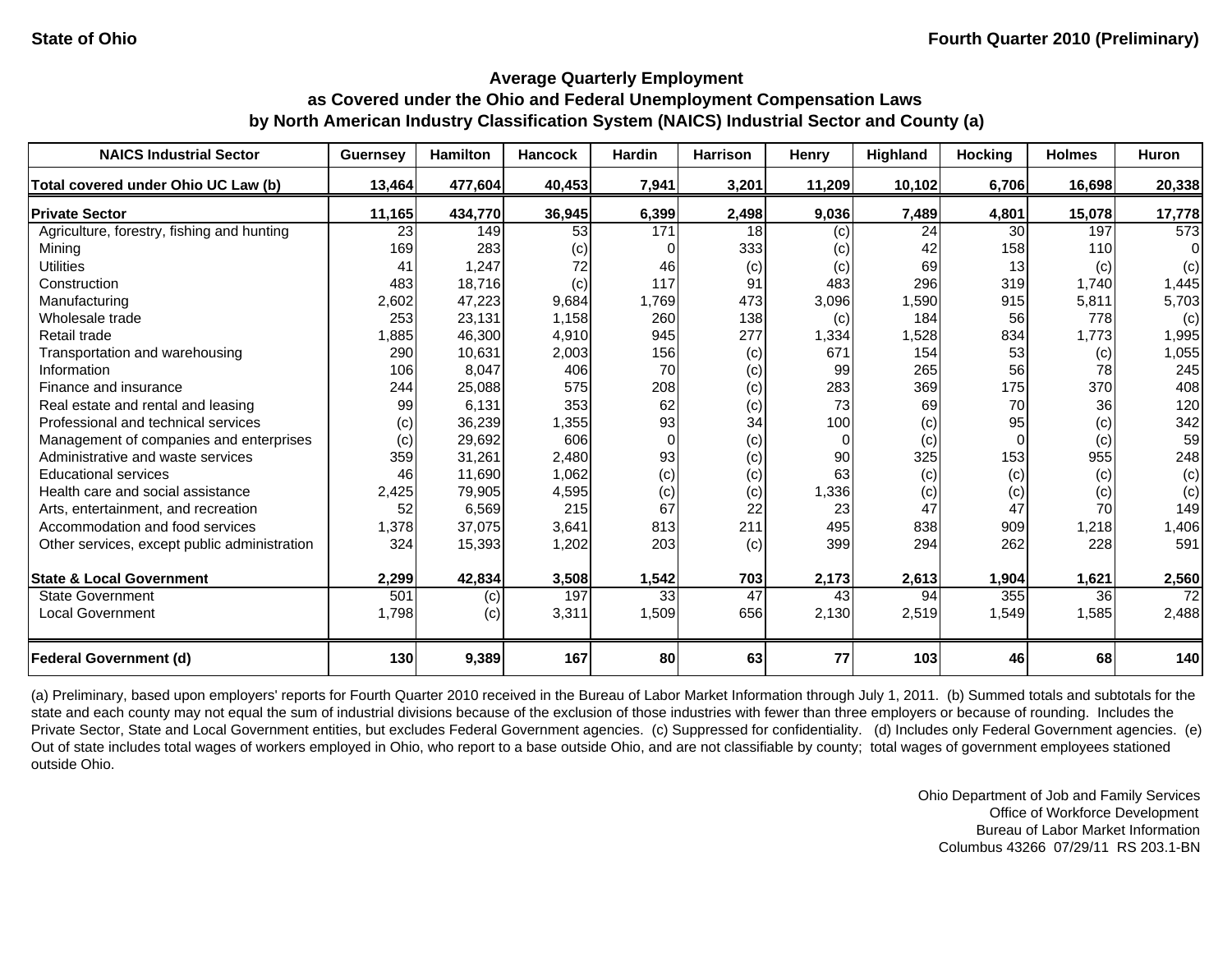State of Ohio — Fourth Quarter 2010 (Preliminary)

## Average Quarterly Employment as Covered under the Ohio and Federal Unemployment Compensation Laws by North American Industry Classification System (NAICS) Industrial Sector and County (a)

| NAICS Industrial Sector | Guernsey | Hamilton | Hancock | Hardin | Harrison | Henry | Highland | Hocking | Holmes | Huron |
|---|---|---|---|---|---|---|---|---|---|---|
| **Total covered under Ohio UC Law (b)** | **13,464** | **477,604** | **40,453** | **7,941** | **3,201** | **11,209** | **10,102** | **6,706** | **16,698** | **20,338** |
| **Private Sector** | **11,165** | **434,770** | **36,945** | **6,399** | **2,498** | **9,036** | **7,489** | **4,801** | **15,078** | **17,778** |
| Agriculture, forestry, fishing and hunting | 23 | 149 | 53 | 171 | 18 | (c) | 24 | 30 | 197 | 573 |
| Mining | 169 | 283 | (c) | 0 | 333 | (c) | 42 | 158 | 110 | 0 |
| Utilities | 41 | 1,247 | 72 | 46 | (c) | (c) | 69 | 13 | (c) | (c) |
| Construction | 483 | 18,716 | (c) | 117 | 91 | 483 | 296 | 319 | 1,740 | 1,445 |
| Manufacturing | 2,602 | 47,223 | 9,684 | 1,769 | 473 | 3,096 | 1,590 | 915 | 5,811 | 5,703 |
| Wholesale trade | 253 | 23,131 | 1,158 | 260 | 138 | (c) | 184 | 56 | 778 | (c) |
| Retail trade | 1,885 | 46,300 | 4,910 | 945 | 277 | 1,334 | 1,528 | 834 | 1,773 | 1,995 |
| Transportation and warehousing | 290 | 10,631 | 2,003 | 156 | (c) | 671 | 154 | 53 | (c) | 1,055 |
| Information | 106 | 8,047 | 406 | 70 | (c) | 99 | 265 | 56 | 78 | 245 |
| Finance and insurance | 244 | 25,088 | 575 | 208 | (c) | 283 | 369 | 175 | 370 | 408 |
| Real estate and rental and leasing | 99 | 6,131 | 353 | 62 | (c) | 73 | 69 | 70 | 36 | 120 |
| Professional and technical services | (c) | 36,239 | 1,355 | 93 | 34 | 100 | (c) | 95 | (c) | 342 |
| Management of companies and enterprises | (c) | 29,692 | 606 | 0 | (c) | 0 | (c) | 0 | (c) | 59 |
| Administrative and waste services | 359 | 31,261 | 2,480 | 93 | (c) | 90 | 325 | 153 | 955 | 248 |
| Educational services | 46 | 11,690 | 1,062 | (c) | (c) | 63 | (c) | (c) | (c) | (c) |
| Health care and social assistance | 2,425 | 79,905 | 4,595 | (c) | (c) | 1,336 | (c) | (c) | (c) | (c) |
| Arts, entertainment, and recreation | 52 | 6,569 | 215 | 67 | 22 | 23 | 47 | 47 | 70 | 149 |
| Accommodation and food services | 1,378 | 37,075 | 3,641 | 813 | 211 | 495 | 838 | 909 | 1,218 | 1,406 |
| Other services, except public administration | 324 | 15,393 | 1,202 | 203 | (c) | 399 | 294 | 262 | 228 | 591 |
| **State & Local Government** | **2,299** | **42,834** | **3,508** | **1,542** | **703** | **2,173** | **2,613** | **1,904** | **1,621** | **2,560** |
| State Government | 501 | (c) | 197 | 33 | 47 | 43 | 94 | 355 | 36 | 72 |
| Local Government | 1,798 | (c) | 3,311 | 1,509 | 656 | 2,130 | 2,519 | 1,549 | 1,585 | 2,488 |
| **Federal Government (d)** | **130** | **9,389** | **167** | **80** | **63** | **77** | **103** | **46** | **68** | **140** |

(a) Preliminary, based upon employers' reports for Fourth Quarter 2010 received in the Bureau of Labor Market Information through July 1, 2011. (b) Summed totals and subtotals for the state and each county may not equal the sum of industrial divisions because of the exclusion of those industries with fewer than three employers or because of rounding. Includes the Private Sector, State and Local Government entities, but excludes Federal Government agencies. (c) Suppressed for confidentiality. (d) Includes only Federal Government agencies. (e) Out of state includes total wages of workers employed in Ohio, who report to a base outside Ohio, and are not classifiable by county; total wages of government employees stationed outside Ohio.

Ohio Department of Job and Family Services
Office of Workforce Development
Bureau of Labor Market Information
Columbus 43266 07/29/11 RS 203.1-BN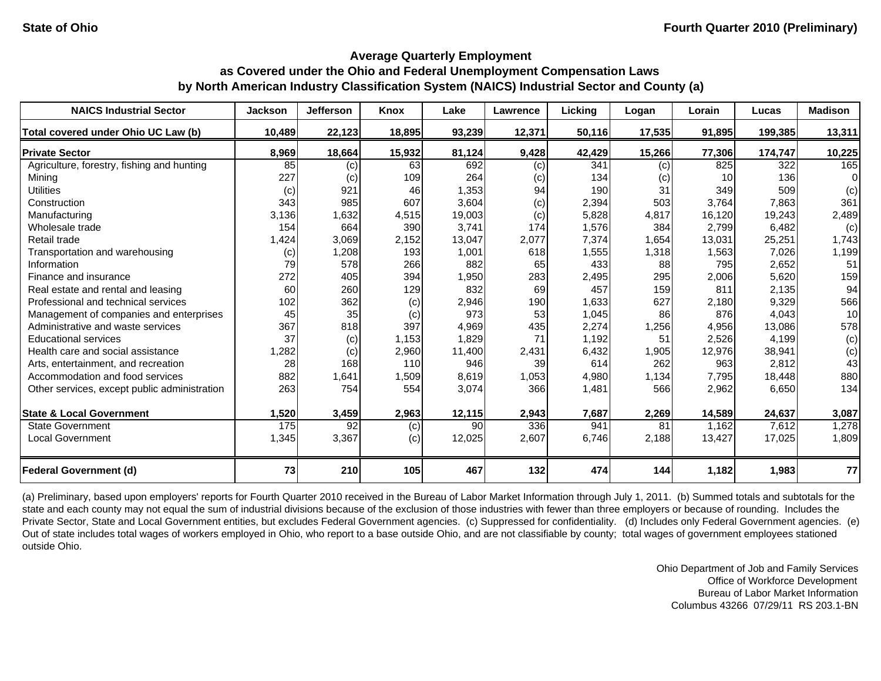State of Ohio — Fourth Quarter 2010 (Preliminary)

## Average Quarterly Employment as Covered under the Ohio and Federal Unemployment Compensation Laws by North American Industry Classification System (NAICS) Industrial Sector and County (a)

| NAICS Industrial Sector | Jackson | Jefferson | Knox | Lake | Lawrence | Licking | Logan | Lorain | Lucas | Madison |
|---|---|---|---|---|---|---|---|---|---|---|
| **Total covered under Ohio UC Law (b)** | **10,489** | **22,123** | **18,895** | **93,239** | **12,371** | **50,116** | **17,535** | **91,895** | **199,385** | **13,311** |
| **Private Sector** | **8,969** | **18,664** | **15,932** | **81,124** | **9,428** | **42,429** | **15,266** | **77,306** | **174,747** | **10,225** |
| Agriculture, forestry, fishing and hunting | 85 | (c) | 63 | 692 | (c) | 341 | (c) | 825 | 322 | 165 |
| Mining | 227 | (c) | 109 | 264 | (c) | 134 | (c) | 10 | 136 | 0 |
| Utilities | (c) | 921 | 46 | 1,353 | 94 | 190 | 31 | 349 | 509 | (c) |
| Construction | 343 | 985 | 607 | 3,604 | (c) | 2,394 | 503 | 3,764 | 7,863 | 361 |
| Manufacturing | 3,136 | 1,632 | 4,515 | 19,003 | (c) | 5,828 | 4,817 | 16,120 | 19,243 | 2,489 |
| Wholesale trade | 154 | 664 | 390 | 3,741 | 174 | 1,576 | 384 | 2,799 | 6,482 | (c) |
| Retail trade | 1,424 | 3,069 | 2,152 | 13,047 | 2,077 | 7,374 | 1,654 | 13,031 | 25,251 | 1,743 |
| Transportation and warehousing | (c) | 1,208 | 193 | 1,001 | 618 | 1,555 | 1,318 | 1,563 | 7,026 | 1,199 |
| Information | 79 | 578 | 266 | 882 | 65 | 433 | 88 | 795 | 2,652 | 51 |
| Finance and insurance | 272 | 405 | 394 | 1,950 | 283 | 2,495 | 295 | 2,006 | 5,620 | 159 |
| Real estate and rental and leasing | 60 | 260 | 129 | 832 | 69 | 457 | 159 | 811 | 2,135 | 94 |
| Professional and technical services | 102 | 362 | (c) | 2,946 | 190 | 1,633 | 627 | 2,180 | 9,329 | 566 |
| Management of companies and enterprises | 45 | 35 | (c) | 973 | 53 | 1,045 | 86 | 876 | 4,043 | 10 |
| Administrative and waste services | 367 | 818 | 397 | 4,969 | 435 | 2,274 | 1,256 | 4,956 | 13,086 | 578 |
| Educational services | 37 | (c) | 1,153 | 1,829 | 71 | 1,192 | 51 | 2,526 | 4,199 | (c) |
| Health care and social assistance | 1,282 | (c) | 2,960 | 11,400 | 2,431 | 6,432 | 1,905 | 12,976 | 38,941 | (c) |
| Arts, entertainment, and recreation | 28 | 168 | 110 | 946 | 39 | 614 | 262 | 963 | 2,812 | 43 |
| Accommodation and food services | 882 | 1,641 | 1,509 | 8,619 | 1,053 | 4,980 | 1,134 | 7,795 | 18,448 | 880 |
| Other services, except public administration | 263 | 754 | 554 | 3,074 | 366 | 1,481 | 566 | 2,962 | 6,650 | 134 |
| **State & Local Government** | **1,520** | **3,459** | **2,963** | **12,115** | **2,943** | **7,687** | **2,269** | **14,589** | **24,637** | **3,087** |
| State Government | 175 | 92 | (c) | 90 | 336 | 941 | 81 | 1,162 | 7,612 | 1,278 |
| Local Government | 1,345 | 3,367 | (c) | 12,025 | 2,607 | 6,746 | 2,188 | 13,427 | 17,025 | 1,809 |
| **Federal Government (d)** | **73** | **210** | **105** | **467** | **132** | **474** | **144** | **1,182** | **1,983** | **77** |

(a) Preliminary, based upon employers' reports for Fourth Quarter 2010 received in the Bureau of Labor Market Information through July 1, 2011. (b) Summed totals and subtotals for the state and each county may not equal the sum of industrial divisions because of the exclusion of those industries with fewer than three employers or because of rounding. Includes the Private Sector, State and Local Government entities, but excludes Federal Government agencies. (c) Suppressed for confidentiality. (d) Includes only Federal Government agencies. (e) Out of state includes total wages of workers employed in Ohio, who report to a base outside Ohio, and are not classifiable by county; total wages of government employees stationed outside Ohio.

Ohio Department of Job and Family Services
Office of Workforce Development
Bureau of Labor Market Information
Columbus 43266 07/29/11 RS 203.1-BN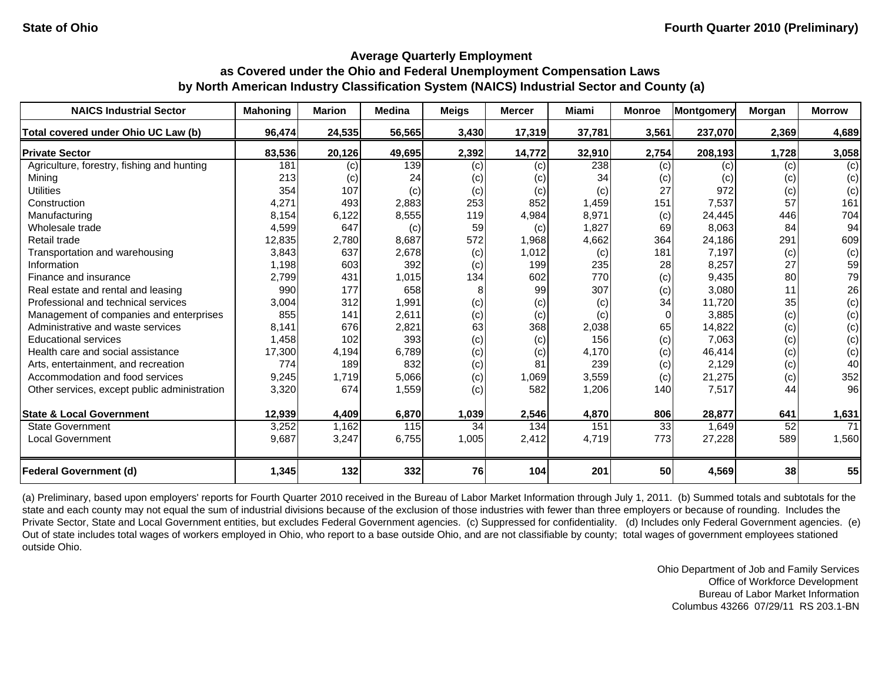**State of Ohio** **Fourth Quarter 2010 (Preliminary)**

## Average Quarterly Employment as Covered under the Ohio and Federal Unemployment Compensation Laws by North American Industry Classification System (NAICS) Industrial Sector and County (a)

| NAICS Industrial Sector | Mahoning | Marion | Medina | Meigs | Mercer | Miami | Monroe | Montgomery | Morgan | Morrow |
|---|---|---|---|---|---|---|---|---|---|---|
| **Total covered under Ohio UC Law (b)** | **96,474** | **24,535** | **56,565** | **3,430** | **17,319** | **37,781** | **3,561** | **237,070** | **2,369** | **4,689** |
| **Private Sector** | **83,536** | **20,126** | **49,695** | **2,392** | **14,772** | **32,910** | **2,754** | **208,193** | **1,728** | **3,058** |
| Agriculture, forestry, fishing and hunting | 181 | (c) | 139 | (c) | (c) | 238 | (c) | (c) | (c) | (c) |
| Mining | 213 | (c) | 24 | (c) | (c) | 34 | (c) | (c) | (c) | (c) |
| Utilities | 354 | 107 | (c) | (c) | (c) | (c) | 27 | 972 | (c) | (c) |
| Construction | 4,271 | 493 | 2,883 | 253 | 852 | 1,459 | 151 | 7,537 | 57 | 161 |
| Manufacturing | 8,154 | 6,122 | 8,555 | 119 | 4,984 | 8,971 | (c) | 24,445 | 446 | 704 |
| Wholesale trade | 4,599 | 647 | (c) | 59 | (c) | 1,827 | 69 | 8,063 | 84 | 94 |
| Retail trade | 12,835 | 2,780 | 8,687 | 572 | 1,968 | 4,662 | 364 | 24,186 | 291 | 609 |
| Transportation and warehousing | 3,843 | 637 | 2,678 | (c) | 1,012 | (c) | 181 | 7,197 | (c) | (c) |
| Information | 1,198 | 603 | 392 | (c) | 199 | 235 | 28 | 8,257 | 27 | 59 |
| Finance and insurance | 2,799 | 431 | 1,015 | 134 | 602 | 770 | (c) | 9,435 | 80 | 79 |
| Real estate and rental and leasing | 990 | 177 | 658 | 8 | 99 | 307 | (c) | 3,080 | 11 | 26 |
| Professional and technical services | 3,004 | 312 | 1,991 | (c) | (c) | (c) | 34 | 11,720 | 35 | (c) |
| Management of companies and enterprises | 855 | 141 | 2,611 | (c) | (c) | (c) | 0 | 3,885 | (c) | (c) |
| Administrative and waste services | 8,141 | 676 | 2,821 | 63 | 368 | 2,038 | 65 | 14,822 | (c) | (c) |
| Educational services | 1,458 | 102 | 393 | (c) | (c) | 156 | (c) | 7,063 | (c) | (c) |
| Health care and social assistance | 17,300 | 4,194 | 6,789 | (c) | (c) | 4,170 | (c) | 46,414 | (c) | (c) |
| Arts, entertainment, and recreation | 774 | 189 | 832 | (c) | 81 | 239 | (c) | 2,129 | (c) | 40 |
| Accommodation and food services | 9,245 | 1,719 | 5,066 | (c) | 1,069 | 3,559 | (c) | 21,275 | (c) | 352 |
| Other services, except public administration | 3,320 | 674 | 1,559 | (c) | 582 | 1,206 | 140 | 7,517 | 44 | 96 |
| **State & Local Government** | **12,939** | **4,409** | **6,870** | **1,039** | **2,546** | **4,870** | **806** | **28,877** | **641** | **1,631** |
| State Government | 3,252 | 1,162 | 115 | 34 | 134 | 151 | 33 | 1,649 | 52 | 71 |
| Local Government | 9,687 | 3,247 | 6,755 | 1,005 | 2,412 | 4,719 | 773 | 27,228 | 589 | 1,560 |
| **Federal Government (d)** | **1,345** | **132** | **332** | **76** | **104** | **201** | **50** | **4,569** | **38** | **55** |

(a) Preliminary, based upon employers' reports for Fourth Quarter 2010 received in the Bureau of Labor Market Information through July 1, 2011. (b) Summed totals and subtotals for the state and each county may not equal the sum of industrial divisions because of the exclusion of those industries with fewer than three employers or because of rounding. Includes the Private Sector, State and Local Government entities, but excludes Federal Government agencies. (c) Suppressed for confidentiality. (d) Includes only Federal Government agencies. (e) Out of state includes total wages of workers employed in Ohio, who report to a base outside Ohio, and are not classifiable by county; total wages of government employees stationed outside Ohio.

Ohio Department of Job and Family Services
Office of Workforce Development
Bureau of Labor Market Information
Columbus 43266 07/29/11 RS 203.1-BN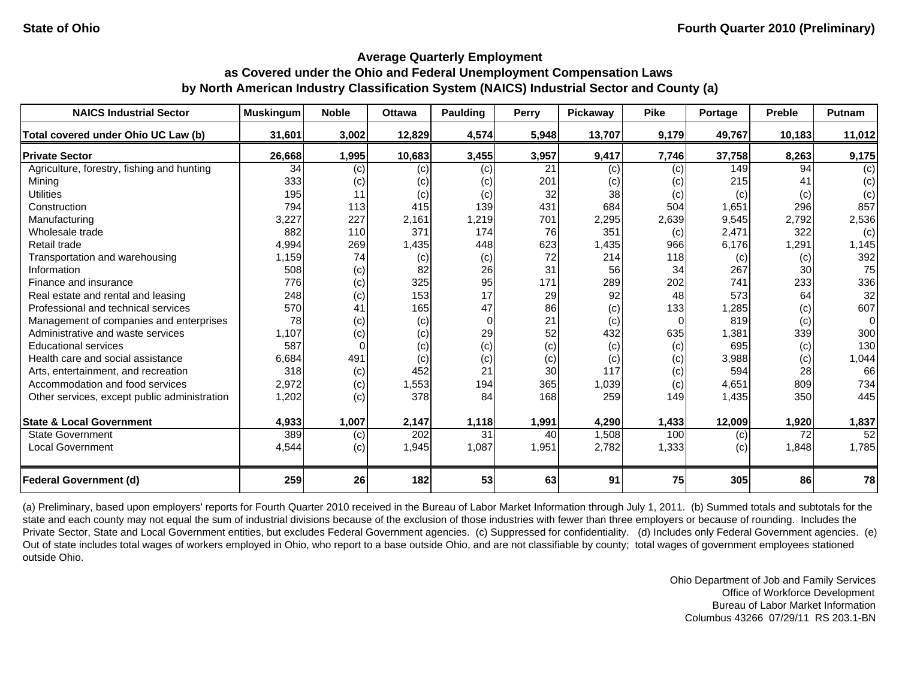State of Ohio — Fourth Quarter 2010 (Preliminary)

## Average Quarterly Employment as Covered under the Ohio and Federal Unemployment Compensation Laws by North American Industry Classification System (NAICS) Industrial Sector and County (a)

| NAICS Industrial Sector | Muskingum | Noble | Ottawa | Paulding | Perry | Pickaway | Pike | Portage | Preble | Putnam |
|---|---|---|---|---|---|---|---|---|---|---|
| **Total covered under Ohio UC Law (b)** | **31,601** | **3,002** | **12,829** | **4,574** | **5,948** | **13,707** | **9,179** | **49,767** | **10,183** | **11,012** |
| **Private Sector** | **26,668** | **1,995** | **10,683** | **3,455** | **3,957** | **9,417** | **7,746** | **37,758** | **8,263** | **9,175** |
| Agriculture, forestry, fishing and hunting | 34 | (c) | (c) | (c) | 21 | (c) | (c) | 149 | 94 | (c) |
| Mining | 333 | (c) | (c) | (c) | 201 | (c) | (c) | 215 | 41 | (c) |
| Utilities | 195 | 11 | (c) | (c) | 32 | 38 | (c) | (c) | (c) | (c) |
| Construction | 794 | 113 | 415 | 139 | 431 | 684 | 504 | 1,651 | 296 | 857 |
| Manufacturing | 3,227 | 227 | 2,161 | 1,219 | 701 | 2,295 | 2,639 | 9,545 | 2,792 | 2,536 |
| Wholesale trade | 882 | 110 | 371 | 174 | 76 | 351 | (c) | 2,471 | 322 | (c) |
| Retail trade | 4,994 | 269 | 1,435 | 448 | 623 | 1,435 | 966 | 6,176 | 1,291 | 1,145 |
| Transportation and warehousing | 1,159 | 74 | (c) | (c) | 72 | 214 | 118 | (c) | (c) | 392 |
| Information | 508 | (c) | 82 | 26 | 31 | 56 | 34 | 267 | 30 | 75 |
| Finance and insurance | 776 | (c) | 325 | 95 | 171 | 289 | 202 | 741 | 233 | 336 |
| Real estate and rental and leasing | 248 | (c) | 153 | 17 | 29 | 92 | 48 | 573 | 64 | 32 |
| Professional and technical services | 570 | 41 | 165 | 47 | 86 | (c) | 133 | 1,285 | (c) | 607 |
| Management of companies and enterprises | 78 | (c) | (c) | 0 | 21 | (c) | 0 | 819 | (c) | 0 |
| Administrative and waste services | 1,107 | (c) | (c) | 29 | 52 | 432 | 635 | 1,381 | 339 | 300 |
| Educational services | 587 | 0 | (c) | (c) | (c) | (c) | (c) | 695 | (c) | 130 |
| Health care and social assistance | 6,684 | 491 | (c) | (c) | (c) | (c) | (c) | 3,988 | (c) | 1,044 |
| Arts, entertainment, and recreation | 318 | (c) | 452 | 21 | 30 | 117 | (c) | 594 | 28 | 66 |
| Accommodation and food services | 2,972 | (c) | 1,553 | 194 | 365 | 1,039 | (c) | 4,651 | 809 | 734 |
| Other services, except public administration | 1,202 | (c) | 378 | 84 | 168 | 259 | 149 | 1,435 | 350 | 445 |
| **State & Local Government** | **4,933** | **1,007** | **2,147** | **1,118** | **1,991** | **4,290** | **1,433** | **12,009** | **1,920** | **1,837** |
| State Government | 389 | (c) | 202 | 31 | 40 | 1,508 | 100 | (c) | 72 | 52 |
| Local Government | 4,544 | (c) | 1,945 | 1,087 | 1,951 | 2,782 | 1,333 | (c) | 1,848 | 1,785 |
| **Federal Government (d)** | **259** | **26** | **182** | **53** | **63** | **91** | **75** | **305** | **86** | **78** |

(a) Preliminary, based upon employers' reports for Fourth Quarter 2010 received in the Bureau of Labor Market Information through July 1, 2011. (b) Summed totals and subtotals for the state and each county may not equal the sum of industrial divisions because of the exclusion of those industries with fewer than three employers or because of rounding. Includes the Private Sector, State and Local Government entities, but excludes Federal Government agencies. (c) Suppressed for confidentiality. (d) Includes only Federal Government agencies. (e) Out of state includes total wages of workers employed in Ohio, who report to a base outside Ohio, and are not classifiable by county; total wages of government employees stationed outside Ohio.

Ohio Department of Job and Family Services
Office of Workforce Development
Bureau of Labor Market Information
Columbus 43266 07/29/11 RS 203.1-BN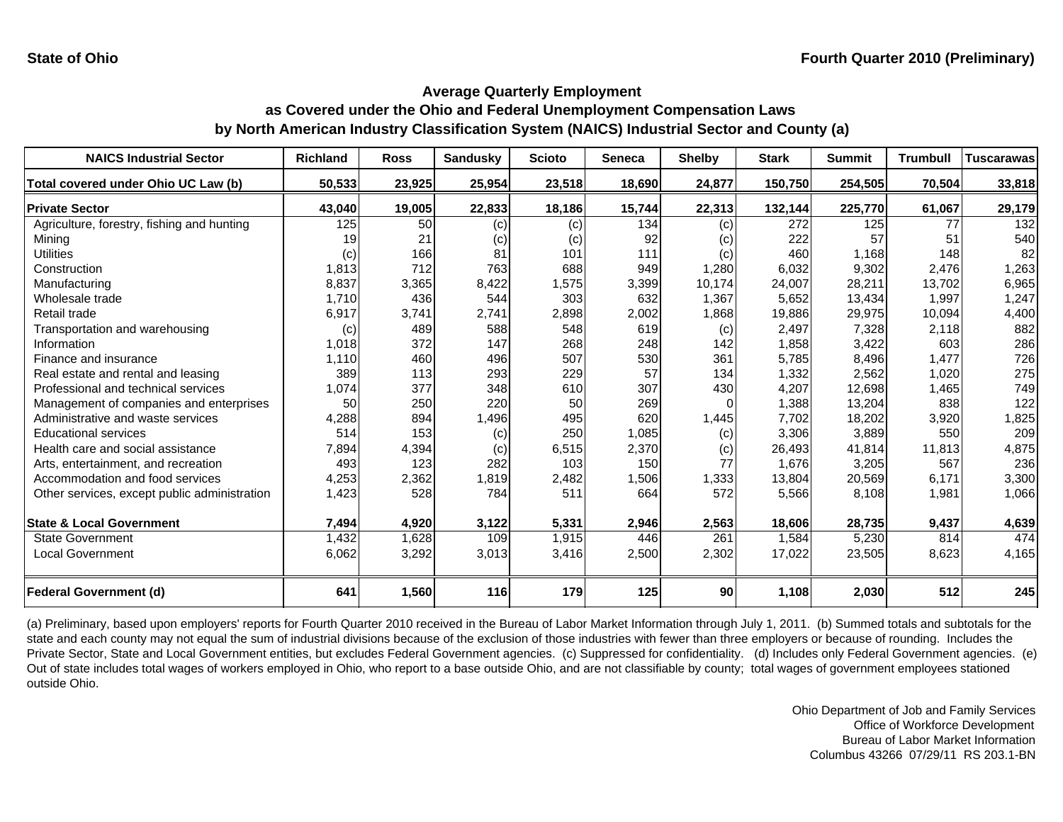State of Ohio

Fourth Quarter 2010 (Preliminary)

## Average Quarterly Employment as Covered under the Ohio and Federal Unemployment Compensation Laws by North American Industry Classification System (NAICS) Industrial Sector and County (a)

| NAICS Industrial Sector | Richland | Ross | Sandusky | Scioto | Seneca | Shelby | Stark | Summit | Trumbull | Tuscarawas |
|---|---|---|---|---|---|---|---|---|---|---|
| **Total covered under Ohio UC Law (b)** | **50,533** | **23,925** | **25,954** | **23,518** | **18,690** | **24,877** | **150,750** | **254,505** | **70,504** | **33,818** |
| **Private Sector** | **43,040** | **19,005** | **22,833** | **18,186** | **15,744** | **22,313** | **132,144** | **225,770** | **61,067** | **29,179** |
| Agriculture, forestry, fishing and hunting | 125 | 50 | (c) | (c) | 134 | (c) | 272 | 125 | 77 | 132 |
| Mining | 19 | 21 | (c) | (c) | 92 | (c) | 222 | 57 | 51 | 540 |
| Utilities | (c) | 166 | 81 | 101 | 111 | (c) | 460 | 1,168 | 148 | 82 |
| Construction | 1,813 | 712 | 763 | 688 | 949 | 1,280 | 6,032 | 9,302 | 2,476 | 1,263 |
| Manufacturing | 8,837 | 3,365 | 8,422 | 1,575 | 3,399 | 10,174 | 24,007 | 28,211 | 13,702 | 6,965 |
| Wholesale trade | 1,710 | 436 | 544 | 303 | 632 | 1,367 | 5,652 | 13,434 | 1,997 | 1,247 |
| Retail trade | 6,917 | 3,741 | 2,741 | 2,898 | 2,002 | 1,868 | 19,886 | 29,975 | 10,094 | 4,400 |
| Transportation and warehousing | (c) | 489 | 588 | 548 | 619 | (c) | 2,497 | 7,328 | 2,118 | 882 |
| Information | 1,018 | 372 | 147 | 268 | 248 | 142 | 1,858 | 3,422 | 603 | 286 |
| Finance and insurance | 1,110 | 460 | 496 | 507 | 530 | 361 | 5,785 | 8,496 | 1,477 | 726 |
| Real estate and rental and leasing | 389 | 113 | 293 | 229 | 57 | 134 | 1,332 | 2,562 | 1,020 | 275 |
| Professional and technical services | 1,074 | 377 | 348 | 610 | 307 | 430 | 4,207 | 12,698 | 1,465 | 749 |
| Management of companies and enterprises | 50 | 250 | 220 | 50 | 269 | 0 | 1,388 | 13,204 | 838 | 122 |
| Administrative and waste services | 4,288 | 894 | 1,496 | 495 | 620 | 1,445 | 7,702 | 18,202 | 3,920 | 1,825 |
| Educational services | 514 | 153 | (c) | 250 | 1,085 | (c) | 3,306 | 3,889 | 550 | 209 |
| Health care and social assistance | 7,894 | 4,394 | (c) | 6,515 | 2,370 | (c) | 26,493 | 41,814 | 11,813 | 4,875 |
| Arts, entertainment, and recreation | 493 | 123 | 282 | 103 | 150 | 77 | 1,676 | 3,205 | 567 | 236 |
| Accommodation and food services | 4,253 | 2,362 | 1,819 | 2,482 | 1,506 | 1,333 | 13,804 | 20,569 | 6,171 | 3,300 |
| Other services, except public administration | 1,423 | 528 | 784 | 511 | 664 | 572 | 5,566 | 8,108 | 1,981 | 1,066 |
| **State & Local Government** | **7,494** | **4,920** | **3,122** | **5,331** | **2,946** | **2,563** | **18,606** | **28,735** | **9,437** | **4,639** |
| State Government | 1,432 | 1,628 | 109 | 1,915 | 446 | 261 | 1,584 | 5,230 | 814 | 474 |
| Local Government | 6,062 | 3,292 | 3,013 | 3,416 | 2,500 | 2,302 | 17,022 | 23,505 | 8,623 | 4,165 |
| **Federal Government (d)** | **641** | **1,560** | **116** | **179** | **125** | **90** | **1,108** | **2,030** | **512** | **245** |

(a) Preliminary, based upon employers' reports for Fourth Quarter 2010 received in the Bureau of Labor Market Information through July 1, 2011. (b) Summed totals and subtotals for the state and each county may not equal the sum of industrial divisions because of the exclusion of those industries with fewer than three employers or because of rounding. Includes the Private Sector, State and Local Government entities, but excludes Federal Government agencies. (c) Suppressed for confidentiality. (d) Includes only Federal Government agencies. (e) Out of state includes total wages of workers employed in Ohio, who report to a base outside Ohio, and are not classifiable by county; total wages of government employees stationed outside Ohio.

Ohio Department of Job and Family Services
Office of Workforce Development
Bureau of Labor Market Information
Columbus 43266 07/29/11 RS 203.1-BN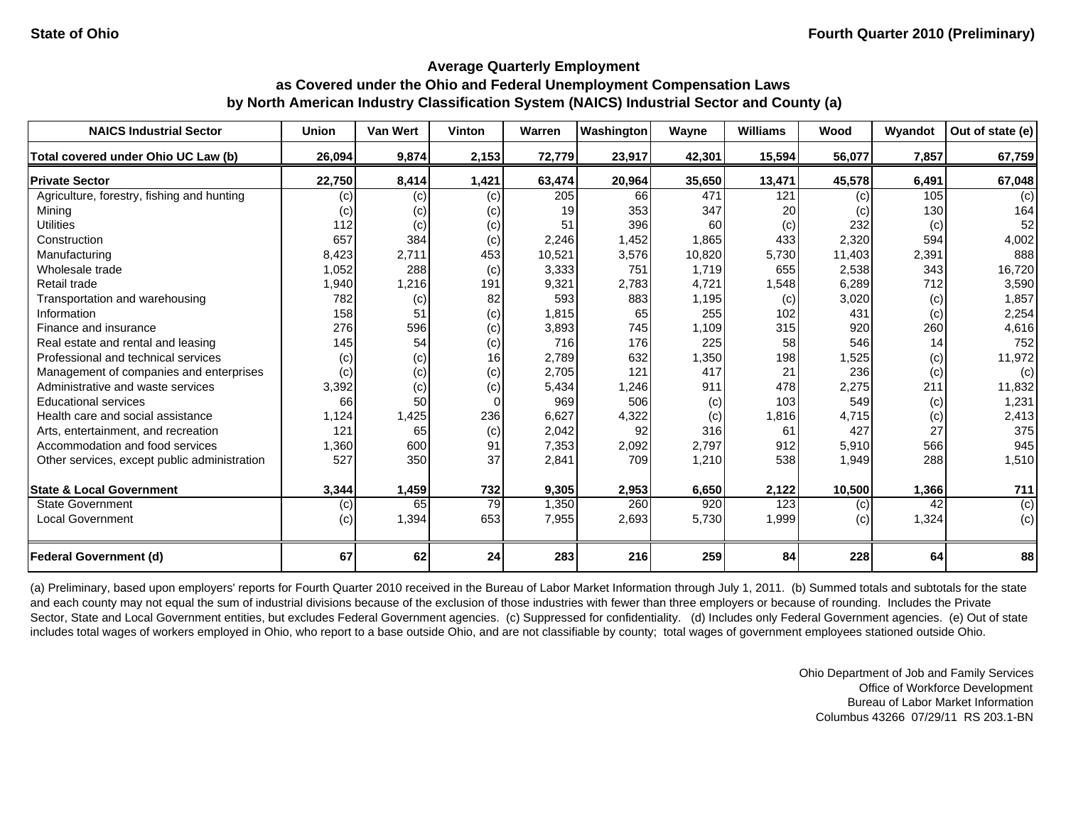State of Ohio

Fourth Quarter 2010 (Preliminary)

## Average Quarterly Employment
## as Covered under the Ohio and Federal Unemployment Compensation Laws
## by North American Industry Classification System (NAICS) Industrial Sector and County (a)

| NAICS Industrial Sector | Union | Van Wert | Vinton | Warren | Washington | Wayne | Williams | Wood | Wyandot | Out of state (e) |
|---|---|---|---|---|---|---|---|---|---|---|
| **Total covered under Ohio UC Law (b)** | **26,094** | **9,874** | **2,153** | **72,779** | **23,917** | **42,301** | **15,594** | **56,077** | **7,857** | **67,759** |
| **Private Sector** | **22,750** | **8,414** | **1,421** | **63,474** | **20,964** | **35,650** | **13,471** | **45,578** | **6,491** | **67,048** |
| Agriculture, forestry, fishing and hunting | (c) | (c) | (c) | 205 | 66 | 471 | 121 | (c) | 105 | (c) |
| Mining | (c) | (c) | (c) | 19 | 353 | 347 | 20 | (c) | 130 | 164 |
| Utilities | 112 | (c) | (c) | 51 | 396 | 60 | (c) | 232 | (c) | 52 |
| Construction | 657 | 384 | (c) | 2,246 | 1,452 | 1,865 | 433 | 2,320 | 594 | 4,002 |
| Manufacturing | 8,423 | 2,711 | 453 | 10,521 | 3,576 | 10,820 | 5,730 | 11,403 | 2,391 | 888 |
| Wholesale trade | 1,052 | 288 | (c) | 3,333 | 751 | 1,719 | 655 | 2,538 | 343 | 16,720 |
| Retail trade | 1,940 | 1,216 | 191 | 9,321 | 2,783 | 4,721 | 1,548 | 6,289 | 712 | 3,590 |
| Transportation and warehousing | 782 | (c) | 82 | 593 | 883 | 1,195 | (c) | 3,020 | (c) | 1,857 |
| Information | 158 | 51 | (c) | 1,815 | 65 | 255 | 102 | 431 | (c) | 2,254 |
| Finance and insurance | 276 | 596 | (c) | 3,893 | 745 | 1,109 | 315 | 920 | 260 | 4,616 |
| Real estate and rental and leasing | 145 | 54 | (c) | 716 | 176 | 225 | 58 | 546 | 14 | 752 |
| Professional and technical services | (c) | (c) | 16 | 2,789 | 632 | 1,350 | 198 | 1,525 | (c) | 11,972 |
| Management of companies and enterprises | (c) | (c) | (c) | 2,705 | 121 | 417 | 21 | 236 | (c) | (c) |
| Administrative and waste services | 3,392 | (c) | (c) | 5,434 | 1,246 | 911 | 478 | 2,275 | 211 | 11,832 |
| Educational services | 66 | 50 | 0 | 969 | 506 | (c) | 103 | 549 | (c) | 1,231 |
| Health care and social assistance | 1,124 | 1,425 | 236 | 6,627 | 4,322 | (c) | 1,816 | 4,715 | (c) | 2,413 |
| Arts, entertainment, and recreation | 121 | 65 | (c) | 2,042 | 92 | 316 | 61 | 427 | 27 | 375 |
| Accommodation and food services | 1,360 | 600 | 91 | 7,353 | 2,092 | 2,797 | 912 | 5,910 | 566 | 945 |
| Other services, except public administration | 527 | 350 | 37 | 2,841 | 709 | 1,210 | 538 | 1,949 | 288 | 1,510 |
| **State & Local Government** | **3,344** | **1,459** | **732** | **9,305** | **2,953** | **6,650** | **2,122** | **10,500** | **1,366** | **711** |
| State Government | (c) | 65 | 79 | 1,350 | 260 | 920 | 123 | (c) | 42 | (c) |
| Local Government | (c) | 1,394 | 653 | 7,955 | 2,693 | 5,730 | 1,999 | (c) | 1,324 | (c) |
| **Federal Government (d)** | **67** | **62** | **24** | **283** | **216** | **259** | **84** | **228** | **64** | **88** |

(a) Preliminary, based upon employers' reports for Fourth Quarter 2010 received in the Bureau of Labor Market Information through July 1, 2011. (b) Summed totals and subtotals for the state and each county may not equal the sum of industrial divisions because of the exclusion of those industries with fewer than three employers or because of rounding. Includes the Private Sector, State and Local Government entities, but excludes Federal Government agencies. (c) Suppressed for confidentiality. (d) Includes only Federal Government agencies. (e) Out of state includes total wages of workers employed in Ohio, who report to a base outside Ohio, and are not classifiable by county; total wages of government employees stationed outside Ohio.

Ohio Department of Job and Family Services
Office of Workforce Development
Bureau of Labor Market Information
Columbus 43266 07/29/11 RS 203.1-BN